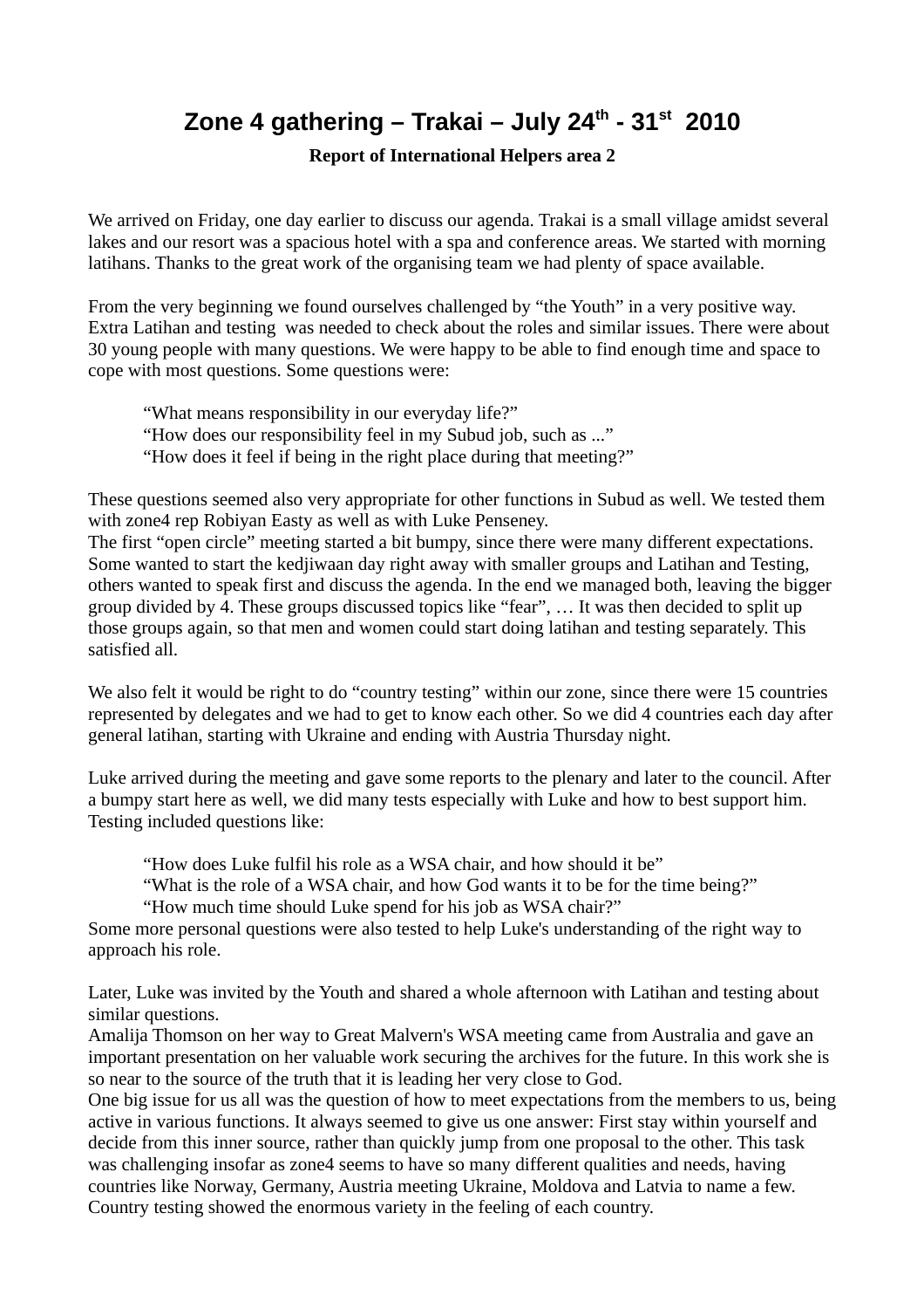# Zone 4 gathering – Trakai – July 24th - 31st 2010

**Report of International Helpers area 2**

We arrived on Friday, one day earlier to discuss our agenda. Trakai is a small village amidst several lakes and our resort was a spacious hotel with a spa and conference areas. We started with morning latihans. Thanks to the great work of the organising team we had plenty of space available.

From the very beginning we found ourselves challenged by "the Youth" in a very positive way. Extra Latihan and testing was needed to check about the roles and similar issues. There were about 30 young people with many questions. We were happy to be able to find enough time and space to cope with most questions. Some questions were:

> "What means responsibility in our everyday life?"
> "How does our responsibility feel in my Subud job, such as ..."
> "How does it feel if being in the right place during that meeting?"

These questions seemed also very appropriate for other functions in Subud as well. We tested them with zone4 rep Robiyan Easty as well as with Luke Penseney.
The first "open circle" meeting started a bit bumpy, since there were many different expectations. Some wanted to start the kedjiwaan day right away with smaller groups and Latihan and Testing, others wanted to speak first and discuss the agenda. In the end we managed both, leaving the bigger group divided by 4. These groups discussed topics like "fear", … It was then decided to split up those groups again, so that men and women could start doing latihan and testing separately. This satisfied all.

We also felt it would be right to do "country testing" within our zone, since there were 15 countries represented by delegates and we had to get to know each other. So we did 4 countries each day after general latihan, starting with Ukraine and ending with Austria Thursday night.

Luke arrived during the meeting and gave some reports to the plenary and later to the council. After a bumpy start here as well, we did many tests especially with Luke and how to best support him. Testing included questions like:

> "How does Luke fulfil his role as a WSA chair, and how should it be"
> "What is the role of a WSA chair, and how God wants it to be for the time being?"
> "How much time should Luke spend for his job as WSA chair?"

Some more personal questions were also tested to help Luke's understanding of the right way to approach his role.

Later, Luke was invited by the Youth and shared a whole afternoon with Latihan and testing about similar questions.
Amalija Thomson on her way to Great Malvern's WSA meeting came from Australia and gave an important presentation on her valuable work securing the archives for the future. In this work she is so near to the source of the truth that it is leading her very close to God.
One big issue for us all was the question of how to meet expectations from the members to us, being active in various functions. It always seemed to give us one answer: First stay within yourself and decide from this inner source, rather than quickly jump from one proposal to the other. This task was challenging insofar as zone4 seems to have so many different qualities and needs, having countries like Norway, Germany, Austria meeting Ukraine, Moldova and Latvia to name a few. Country testing showed the enormous variety in the feeling of each country.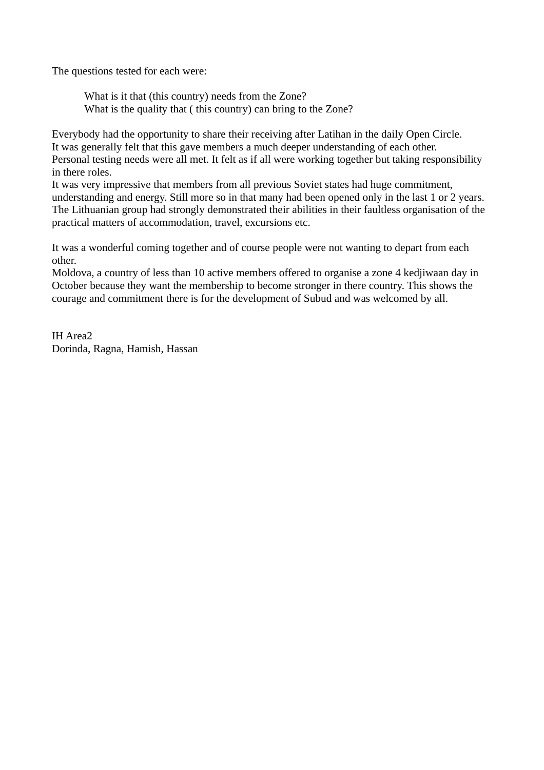The questions tested for each were:

> What is it that (this country) needs from the Zone?
> What is the quality that ( this country) can bring to the Zone?

Everybody had the opportunity to share their receiving after Latihan in the daily Open Circle.
It was generally felt that this gave members a much deeper understanding of each other.
Personal testing needs were all met. It felt as if all were working together but taking responsibility in there roles.
It was very impressive that members from all previous Soviet states had huge commitment, understanding and energy. Still more so in that many had been opened only in the last 1 or 2 years.
The Lithuanian group had strongly demonstrated their abilities in their faultless organisation of the practical matters of accommodation, travel, excursions etc.

It was a wonderful coming together and of course people were not wanting to depart from each other.
Moldova, a country of less than 10 active members offered to organise a zone 4 kedjiwaan day in October because they want the membership to become stronger in there country. This shows the courage and commitment there is for the development of Subud and was welcomed by all.

IH Area2
Dorinda, Ragna, Hamish, Hassan